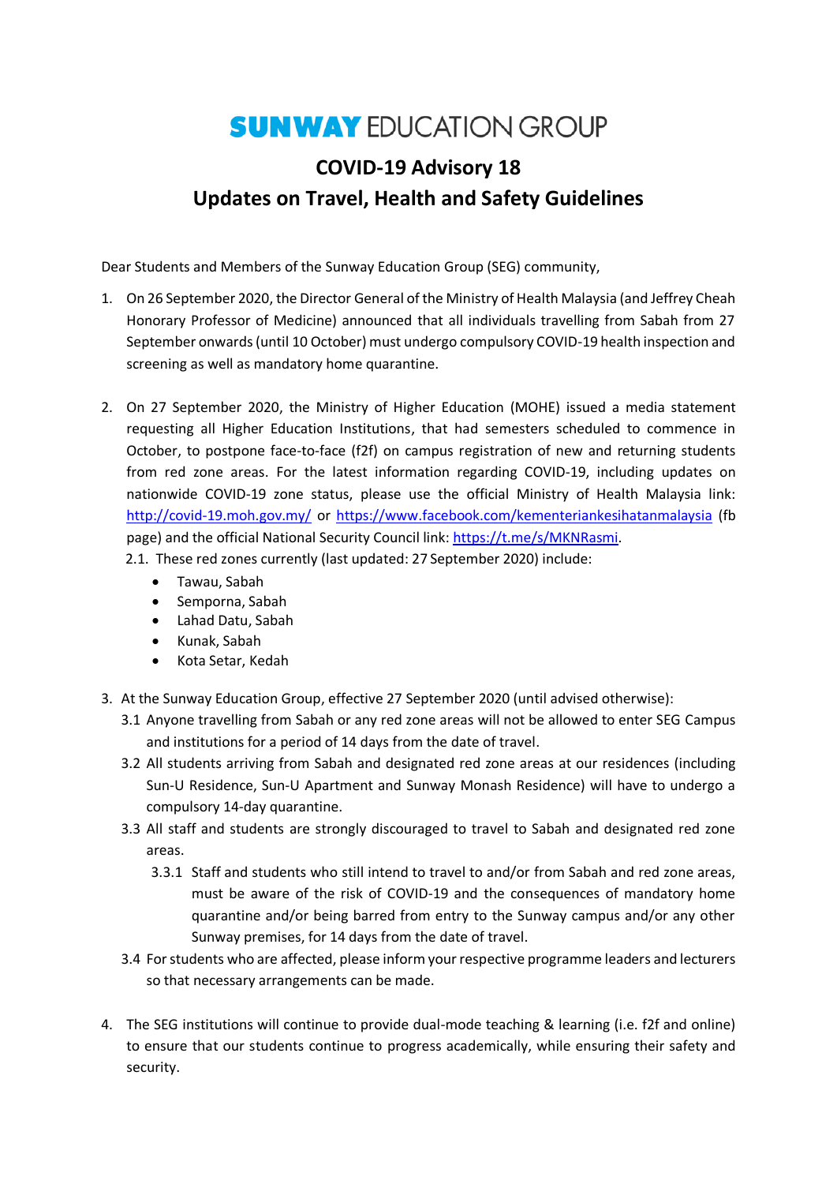# SUNWAY EDUCATION GROUP

## COVID-19 Advisory 18
## Updates on Travel, Health and Safety Guidelines

Dear Students and Members of the Sunway Education Group (SEG) community,

1. On 26 September 2020, the Director General of the Ministry of Health Malaysia (and Jeffrey Cheah Honorary Professor of Medicine) announced that all individuals travelling from Sabah from 27 September onwards (until 10 October) must undergo compulsory COVID-19 health inspection and screening as well as mandatory home quarantine.

2. On 27 September 2020, the Ministry of Higher Education (MOHE) issued a media statement requesting all Higher Education Institutions, that had semesters scheduled to commence in October, to postpone face-to-face (f2f) on campus registration of new and returning students from red zone areas. For the latest information regarding COVID-19, including updates on nationwide COVID-19 zone status, please use the official Ministry of Health Malaysia link: http://covid-19.moh.gov.my/ or https://www.facebook.com/kementeriankesihatanmalaysia (fb page) and the official National Security Council link: https://t.me/s/MKNRasmi.
   2.1. These red zones currently (last updated: 27 September 2020) include:
   - Tawau, Sabah
   - Semporna, Sabah
   - Lahad Datu, Sabah
   - Kunak, Sabah
   - Kota Setar, Kedah

3. At the Sunway Education Group, effective 27 September 2020 (until advised otherwise):
   3.1 Anyone travelling from Sabah or any red zone areas will not be allowed to enter SEG Campus and institutions for a period of 14 days from the date of travel.
   3.2 All students arriving from Sabah and designated red zone areas at our residences (including Sun-U Residence, Sun-U Apartment and Sunway Monash Residence) will have to undergo a compulsory 14-day quarantine.
   3.3 All staff and students are strongly discouraged to travel to Sabah and designated red zone areas.
      3.3.1 Staff and students who still intend to travel to and/or from Sabah and red zone areas, must be aware of the risk of COVID-19 and the consequences of mandatory home quarantine and/or being barred from entry to the Sunway campus and/or any other Sunway premises, for 14 days from the date of travel.
   3.4 For students who are affected, please inform your respective programme leaders and lecturers so that necessary arrangements can be made.

4. The SEG institutions will continue to provide dual-mode teaching & learning (i.e. f2f and online) to ensure that our students continue to progress academically, while ensuring their safety and security.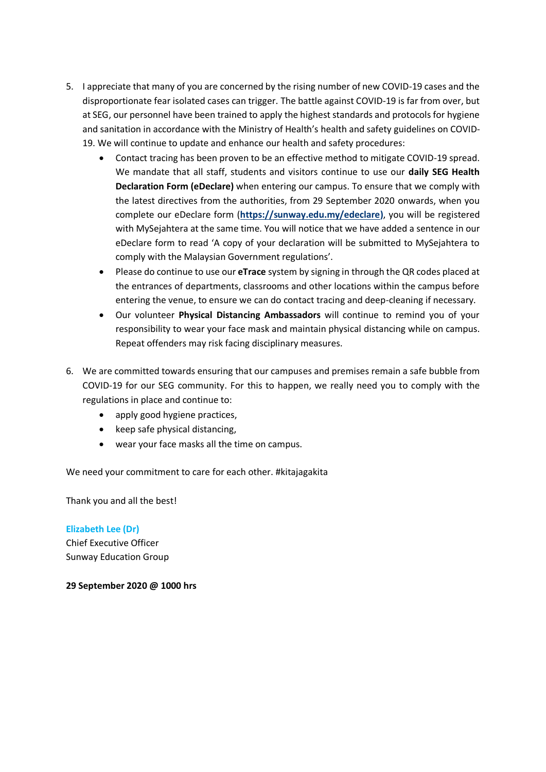5. I appreciate that many of you are concerned by the rising number of new COVID-19 cases and the disproportionate fear isolated cases can trigger. The battle against COVID-19 is far from over, but at SEG, our personnel have been trained to apply the highest standards and protocols for hygiene and sanitation in accordance with the Ministry of Health's health and safety guidelines on COVID-19. We will continue to update and enhance our health and safety procedures:
   - Contact tracing has been proven to be an effective method to mitigate COVID-19 spread. We mandate that all staff, students and visitors continue to use our **daily SEG Health Declaration Form (eDeclare)** when entering our campus. To ensure that we comply with the latest directives from the authorities, from 29 September 2020 onwards, when you complete our eDeclare form (**[https://sunway.edu.my/edeclare](https://sunway.edu.my/edeclare))**, you will be registered with MySejahtera at the same time. You will notice that we have added a sentence in our eDeclare form to read 'A copy of your declaration will be submitted to MySejahtera to comply with the Malaysian Government regulations'.
   - Please do continue to use our **eTrace** system by signing in through the QR codes placed at the entrances of departments, classrooms and other locations within the campus before entering the venue, to ensure we can do contact tracing and deep-cleaning if necessary.
   - Our volunteer **Physical Distancing Ambassadors** will continue to remind you of your responsibility to wear your face mask and maintain physical distancing while on campus. Repeat offenders may risk facing disciplinary measures.

6. We are committed towards ensuring that our campuses and premises remain a safe bubble from COVID-19 for our SEG community. For this to happen, we really need you to comply with the regulations in place and continue to:
   - apply good hygiene practices,
   - keep safe physical distancing,
   - wear your face masks all the time on campus.

We need your commitment to care for each other. #kitajagakita

Thank you and all the best!

**Elizabeth Lee (Dr)**
Chief Executive Officer
Sunway Education Group

**29 September 2020 @ 1000 hrs**